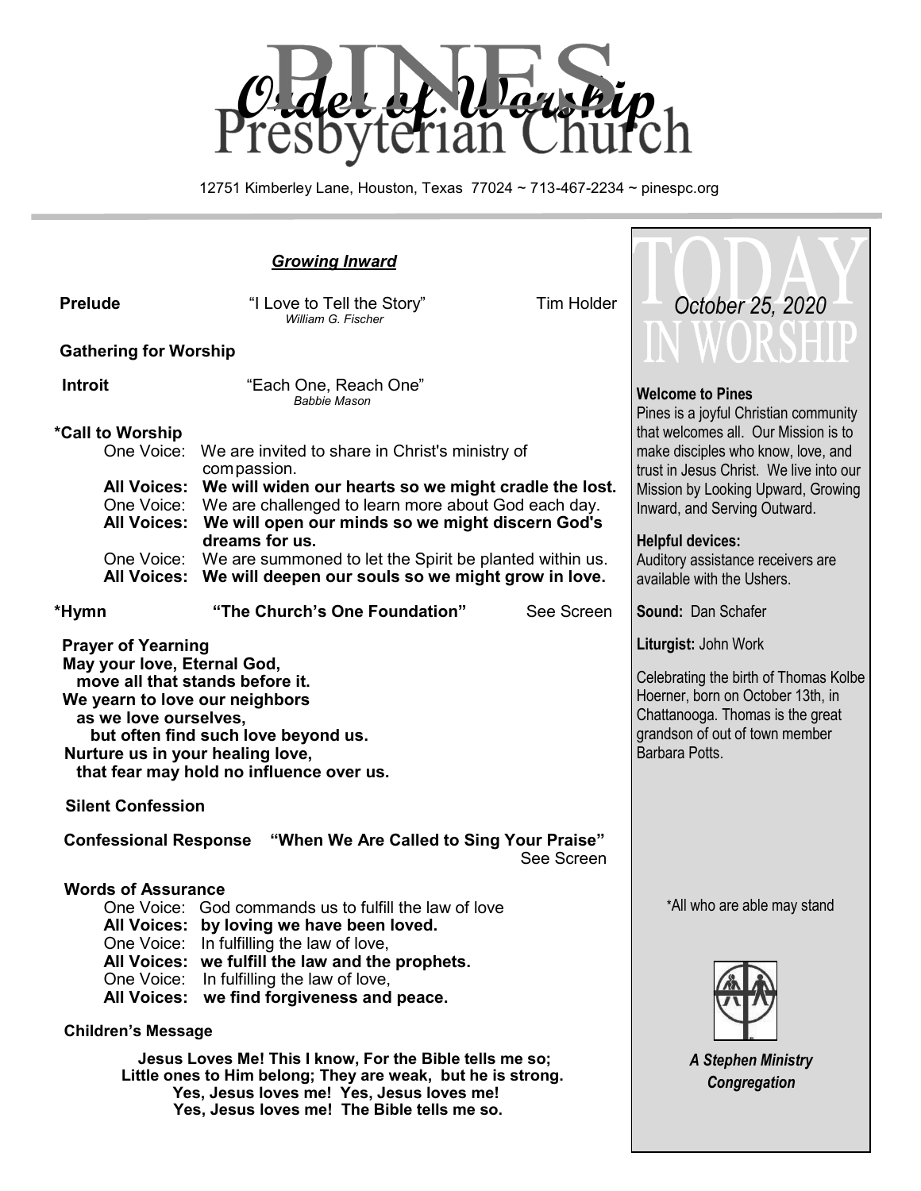# Order of Worship

# Pines Presbyterian Church

12751 Kimberley Lane, Houston, Texas 77024 ~ 713-467-2234 ~ pinespc.org

## *Growing Inward*

**Prelude** "I Love to Tell the Story" Tim Holder
*William G. Fischer*

**Gathering for Worship**

**Introit** "Each One, Reach One"
*Babbie Mason*

**\*Call to Worship**

One Voice: We are invited to share in Christ's ministry of compassion.
**All Voices: We will widen our hearts so we might cradle the lost.**
One Voice: We are challenged to learn more about God each day.
**All Voices: We will open our minds so we might discern God's dreams for us.**
One Voice: We are summoned to let the Spirit be planted within us.
**All Voices: We will deepen our souls so we might grow in love.**

**\*Hymn** **"The Church's One Foundation"** See Screen

**Prayer of Yearning**

**May your love, Eternal God,**
**move all that stands before it.**
**We yearn to love our neighbors**
**as we love ourselves,**
**but often find such love beyond us.**
**Nurture us in your healing love,**
**that fear may hold no influence over us.**

**Silent Confession**

**Confessional Response** **"When We Are Called to Sing Your Praise"** See Screen

**Words of Assurance**

One Voice: God commands us to fulfill the law of love
**All Voices: by loving we have been loved.**
One Voice: In fulfilling the law of love,
**All Voices: we fulfill the law and the prophets.**
One Voice: In fulfilling the law of love,
**All Voices: we find forgiveness and peace.**

**Children's Message**

**Jesus Loves Me! This I know, For the Bible tells me so;**
**Little ones to Him belong; They are weak, but he is strong.**
**Yes, Jesus loves me! Yes, Jesus loves me!**
**Yes, Jesus loves me! The Bible tells me so.**

---

## TODAY IN WORSHIP

*October 25, 2020*

**Welcome to Pines**
Pines is a joyful Christian community that welcomes all. Our Mission is to make disciples who know, love, and trust in Jesus Christ. We live into our Mission by Looking Upward, Growing Inward, and Serving Outward.

**Helpful devices:**
Auditory assistance receivers are available with the Ushers.

**Sound:** Dan Schafer

**Liturgist:** John Work

Celebrating the birth of Thomas Kolbe Hoerner, born on October 13th, in Chattanooga. Thomas is the great grandson of out of town member Barbara Potts.

\*All who are able may stand

***A Stephen Ministry Congregation***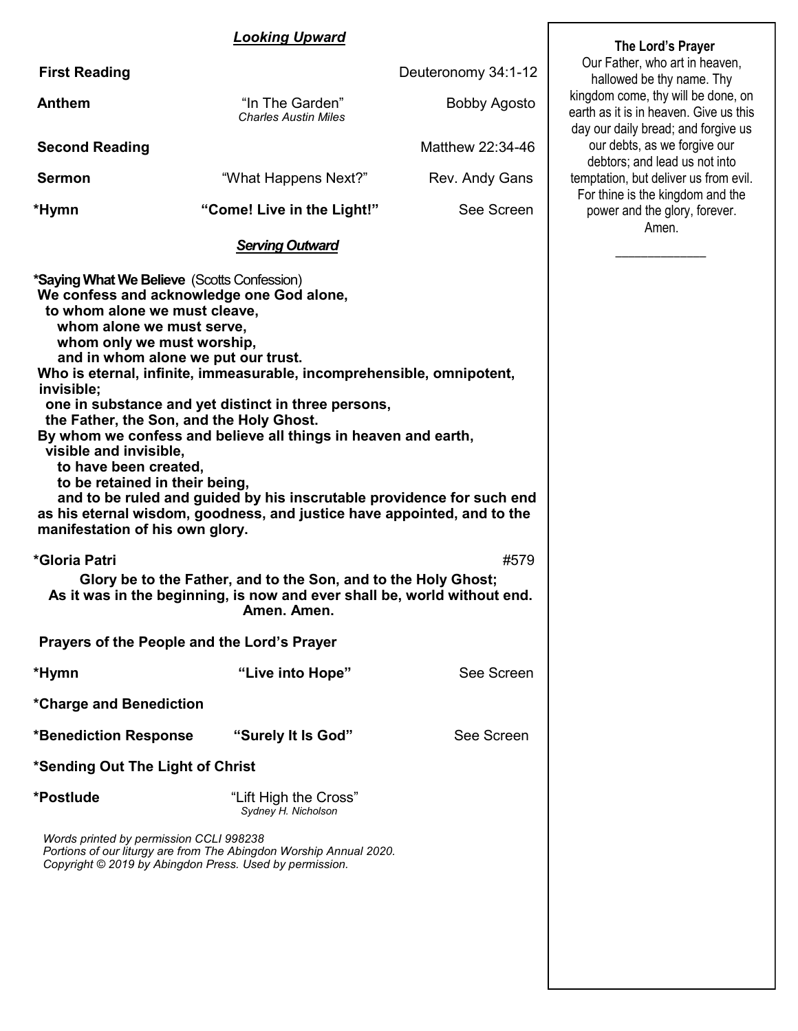## *Looking Upward*

**First Reading** — Deuteronomy 34:1-12

**Anthem** — "In The Garden" *Charles Austin Miles* — Bobby Agosto

**Second Reading** — Matthew 22:34-46

**Sermon** — "What Happens Next?" — Rev. Andy Gans

***Hymn** — **"Come! Live in the Light!"** — See Screen

## *Serving Outward*

***Saying What We Believe** (Scotts Confession)

**We confess and acknowledge one God alone,**
**to whom alone we must cleave,**
**whom alone we must serve,**
**whom only we must worship,**
**and in whom alone we put our trust.**
**Who is eternal, infinite, immeasurable, incomprehensible, omnipotent, invisible;**
**one in substance and yet distinct in three persons,**
**the Father, the Son, and the Holy Ghost.**
**By whom we confess and believe all things in heaven and earth,**
**visible and invisible,**
**to have been created,**
**to be retained in their being,**
**and to be ruled and guided by his inscrutable providence for such end as his eternal wisdom, goodness, and justice have appointed, and to the manifestation of his own glory.**

***Gloria Patri** — #579

**Glory be to the Father, and to the Son, and to the Holy Ghost;**
**As it was in the beginning, is now and ever shall be, world without end.**
**Amen. Amen.**

**Prayers of the People and the Lord's Prayer**

***Hymn** — **"Live into Hope"** — See Screen

***Charge and Benediction**

***Benediction Response** — **"Surely It Is God"** — See Screen

***Sending Out The Light of Christ**

***Postlude** — "Lift High the Cross" *Sydney H. Nicholson*

*Words printed by permission CCLI 998238*
*Portions of our liturgy are from The Abingdon Worship Annual 2020.*
*Copyright © 2019 by Abingdon Press. Used by permission.*

**The Lord's Prayer**

Our Father, who art in heaven, hallowed be thy name. Thy kingdom come, thy will be done, on earth as it is in heaven. Give us this day our daily bread; and forgive us our debts, as we forgive our debtors; and lead us not into temptation, but deliver us from evil. For thine is the kingdom and the power and the glory, forever. Amen.

\_\_\_\_\_\_\_\_\_\_\_\_\_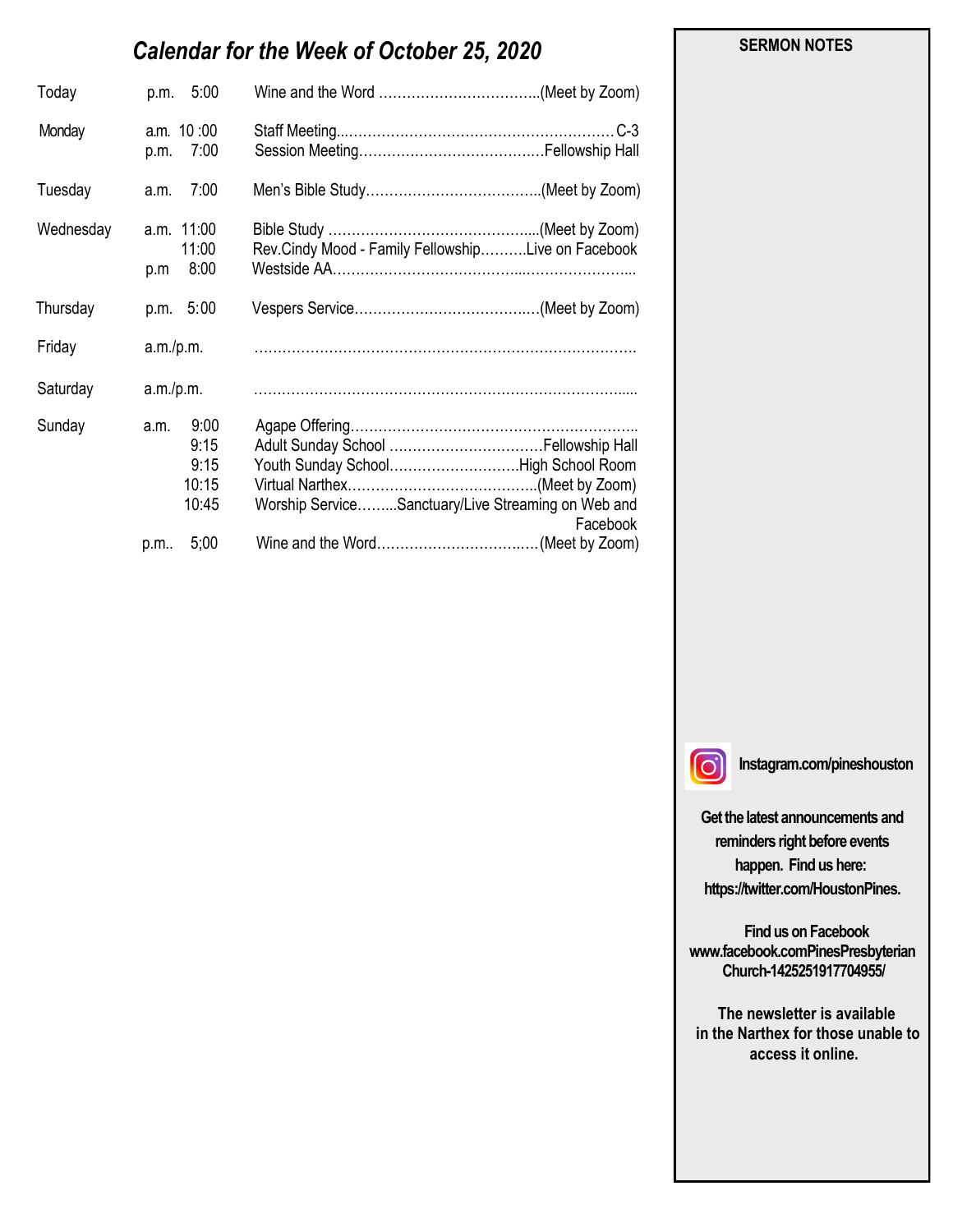## *Calendar for the Week of October 25, 2020*

| Day | Time | Event |
|---|---|---|
| Today | p.m. 5:00 | Wine and the Word ……………………………..(Meet by Zoom) |
| Monday | a.m. 10 :00 | Staff Meeting...…………………………………………………C-3 |
| | p.m. 7:00 | Session Meeting………………………………….Fellowship Hall |
| Tuesday | a.m. 7:00 | Men's Bible Study………………………………..(Meet by Zoom) |
| Wednesday | a.m. 11:00 | Bible Study ……………………………………....(Meet by Zoom) |
| | 11:00 | Rev.Cindy Mood - Family Fellowship……….Live on Facebook |
| | p.m 8:00 | Westside AA…………………………………...………………….... |
| Thursday | p.m. 5:00 | Vespers Service…………………………….…(Meet by Zoom) |
| Friday | a.m./p.m. | ………………………………………………………………………. |
| Saturday | a.m./p.m. | ……………………………………………………………………..... |
| Sunday | a.m. 9:00 | Agape Offering…………………………………………………….. |
| | 9:15 | Adult Sunday School ……………………………Fellowship Hall |
| | 9:15 | Youth Sunday School……………………….High School Room |
| | 10:15 | Virtual Narthex…………………………………..(Meet by Zoom) |
| | 10:45 | Worship Service……...Sanctuary/Live Streaming on Web and Facebook |
| | p.m.. 5;00 | Wine and the Word…………………………..…(Meet by Zoom) |

**SERMON NOTES**

**Instagram.com/pineshouston**

**Get the latest announcements and reminders right before events happen. Find us here: https://twitter.com/HoustonPines.**

**Find us on Facebook www.facebook.comPinesPresbyterian Church-1425251917704955/**

**The newsletter is available in the Narthex for those unable to access it online.**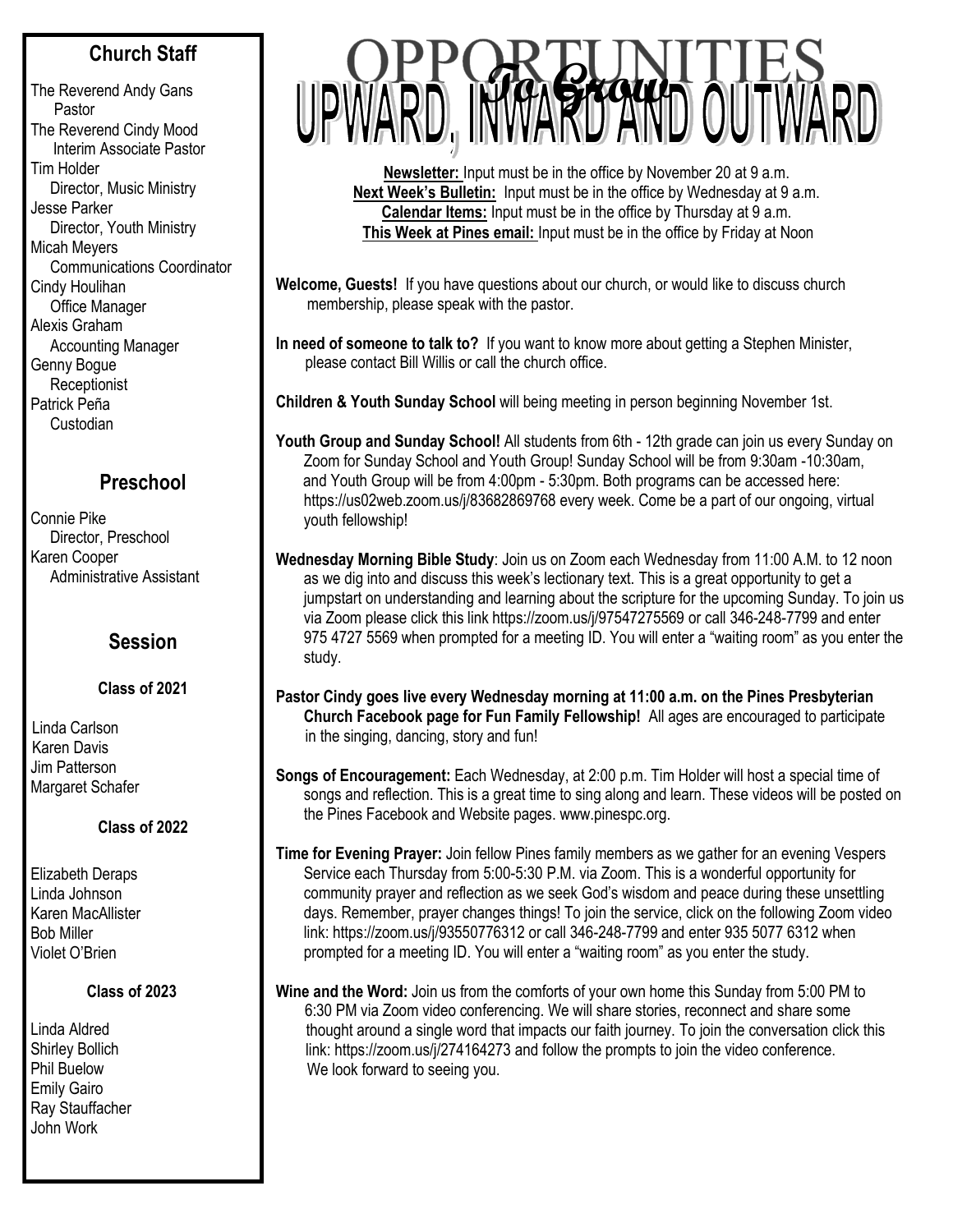## Church Staff

The Reverend Andy Gans
Pastor
The Reverend Cindy Mood
Interim Associate Pastor
Tim Holder
Director, Music Ministry
Jesse Parker
Director, Youth Ministry
Micah Meyers
Communications Coordinator
Cindy Houlihan
Office Manager
Alexis Graham
Accounting Manager
Genny Bogue
Receptionist
Patrick Peña
Custodian

## Preschool

Connie Pike
Director, Preschool
Karen Cooper
Administrative Assistant

## Session

### Class of 2021

Linda Carlson
Karen Davis
Jim Patterson
Margaret Schafer

### Class of 2022

Elizabeth Deraps
Linda Johnson
Karen MacAllister
Bob Miller
Violet O'Brien

### Class of 2023

Linda Aldred
Shirley Bollich
Phil Buelow
Emily Gairo
Ray Stauffacher
John Work

# OPPORTUNITIES To Grow UPWARD, INWARD AND OUTWARD

**Newsletter:** Input must be in the office by November 20 at 9 a.m.
**Next Week's Bulletin:** Input must be in the office by Wednesday at 9 a.m.
**Calendar Items:** Input must be in the office by Thursday at 9 a.m.
**This Week at Pines email:** Input must be in the office by Friday at Noon

**Welcome, Guests!** If you have questions about our church, or would like to discuss church membership, please speak with the pastor.

**In need of someone to talk to?** If you want to know more about getting a Stephen Minister, please contact Bill Willis or call the church office.

**Children & Youth Sunday School** will being meeting in person beginning November 1st.

**Youth Group and Sunday School!** All students from 6th - 12th grade can join us every Sunday on Zoom for Sunday School and Youth Group! Sunday School will be from 9:30am -10:30am, and Youth Group will be from 4:00pm - 5:30pm. Both programs can be accessed here: https://us02web.zoom.us/j/83682869768 every week. Come be a part of our ongoing, virtual youth fellowship!

**Wednesday Morning Bible Study**: Join us on Zoom each Wednesday from 11:00 A.M. to 12 noon as we dig into and discuss this week's lectionary text. This is a great opportunity to get a jumpstart on understanding and learning about the scripture for the upcoming Sunday. To join us via Zoom please click this link https://zoom.us/j/97547275569 or call 346-248-7799 and enter 975 4727 5569 when prompted for a meeting ID. You will enter a "waiting room" as you enter the study.

**Pastor Cindy goes live every Wednesday morning at 11:00 a.m. on the Pines Presbyterian Church Facebook page for Fun Family Fellowship!** All ages are encouraged to participate in the singing, dancing, story and fun!

**Songs of Encouragement:** Each Wednesday, at 2:00 p.m. Tim Holder will host a special time of songs and reflection. This is a great time to sing along and learn. These videos will be posted on the Pines Facebook and Website pages. www.pinespc.org.

**Time for Evening Prayer:** Join fellow Pines family members as we gather for an evening Vespers Service each Thursday from 5:00-5:30 P.M. via Zoom. This is a wonderful opportunity for community prayer and reflection as we seek God's wisdom and peace during these unsettling days. Remember, prayer changes things! To join the service, click on the following Zoom video link: https://zoom.us/j/93550776312 or call 346-248-7799 and enter 935 5077 6312 when prompted for a meeting ID. You will enter a "waiting room" as you enter the study.

**Wine and the Word:** Join us from the comforts of your own home this Sunday from 5:00 PM to 6:30 PM via Zoom video conferencing. We will share stories, reconnect and share some thought around a single word that impacts our faith journey. To join the conversation click this link: https://zoom.us/j/274164273 and follow the prompts to join the video conference. We look forward to seeing you.